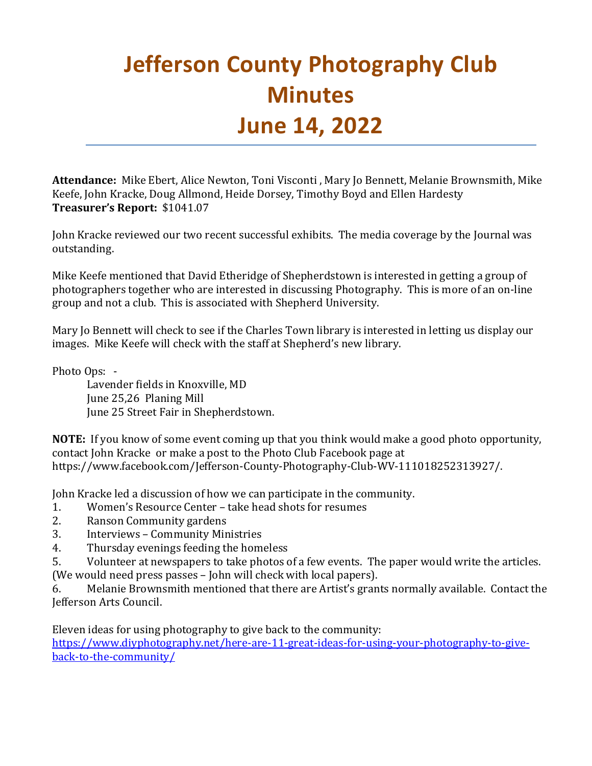# Jefferson County Photography Club Minutes June 14, 2022

**Attendance:** Mike Ebert, Alice Newton, Toni Visconti , Mary Jo Bennett, Melanie Brownsmith, Mike Keefe, John Kracke, Doug Allmond, Heide Dorsey, Timothy Boyd and Ellen Hardesty
**Treasurer's Report:** $1041.07

John Kracke reviewed our two recent successful exhibits. The media coverage by the Journal was outstanding.

Mike Keefe mentioned that David Etheridge of Shepherdstown is interested in getting a group of photographers together who are interested in discussing Photography. This is more of an on-line group and not a club. This is associated with Shepherd University.

Mary Jo Bennett will check to see if the Charles Town library is interested in letting us display our images. Mike Keefe will check with the staff at Shepherd's new library.

Photo Ops: -

Lavender fields in Knoxville, MD
June 25,26 Planing Mill
June 25 Street Fair in Shepherdstown.

**NOTE:** If you know of some event coming up that you think would make a good photo opportunity, contact John Kracke or make a post to the Photo Club Facebook page at https://www.facebook.com/Jefferson-County-Photography-Club-WV-111018252313927/.

John Kracke led a discussion of how we can participate in the community.

1. Women's Resource Center – take head shots for resumes
2. Ranson Community gardens
3. Interviews – Community Ministries
4. Thursday evenings feeding the homeless
5. Volunteer at newspapers to take photos of a few events. The paper would write the articles. (We would need press passes – John will check with local papers).
6. Melanie Brownsmith mentioned that there are Artist's grants normally available. Contact the Jefferson Arts Council.

Eleven ideas for using photography to give back to the community:
https://www.diyphotography.net/here-are-11-great-ideas-for-using-your-photography-to-give-back-to-the-community/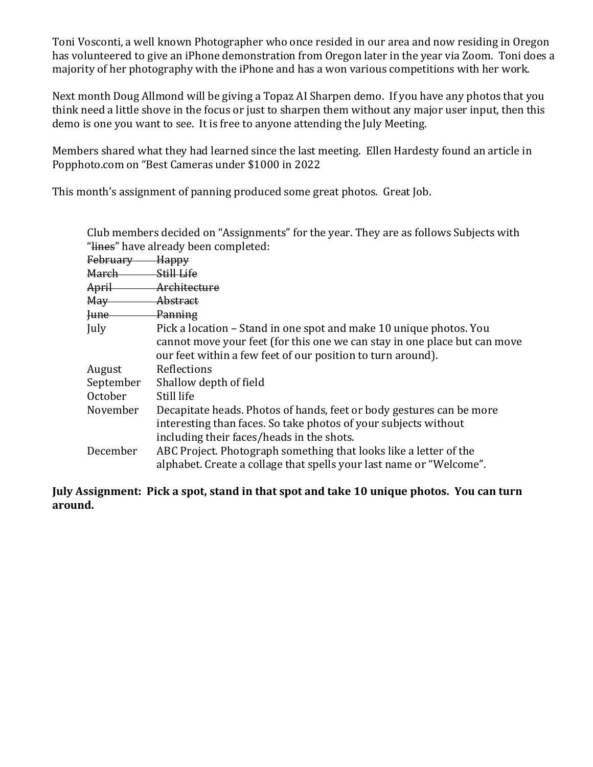Toni Vosconti, a well known Photographer who once resided in our area and now residing in Oregon has volunteered to give an iPhone demonstration from Oregon later in the year via Zoom. Toni does a majority of her photography with the iPhone and has a won various competitions with her work.

Next month Doug Allmond will be giving a Topaz AI Sharpen demo. If you have any photos that you think need a little shove in the focus or just to sharpen them without any major user input, then this demo is one you want to see. It is free to anyone attending the July Meeting.

Members shared what they had learned since the last meeting. Ellen Hardesty found an article in Popphoto.com on "Best Cameras under $1000 in 2022

This month's assignment of panning produced some great photos. Great Job.

Club members decided on "Assignments" for the year. They are as follows Subjects with "~~lines~~" have already been completed:

| | |
|---|---|
| ~~February~~ | ~~Happy~~ |
| ~~March~~ | ~~Still Life~~ |
| ~~April~~ | ~~Architecture~~ |
| ~~May~~ | ~~Abstract~~ |
| ~~June~~ | ~~Panning~~ |
| July | Pick a location – Stand in one spot and make 10 unique photos. You cannot move your feet (for this one we can stay in one place but can move our feet within a few feet of our position to turn around). |
| August | Reflections |
| September | Shallow depth of field |
| October | Still life |
| November | Decapitate heads. Photos of hands, feet or body gestures can be more interesting than faces. So take photos of your subjects without including their faces/heads in the shots. |
| December | ABC Project. Photograph something that looks like a letter of the alphabet. Create a collage that spells your last name or "Welcome". |

**July Assignment: Pick a spot, stand in that spot and take 10 unique photos. You can turn around.**